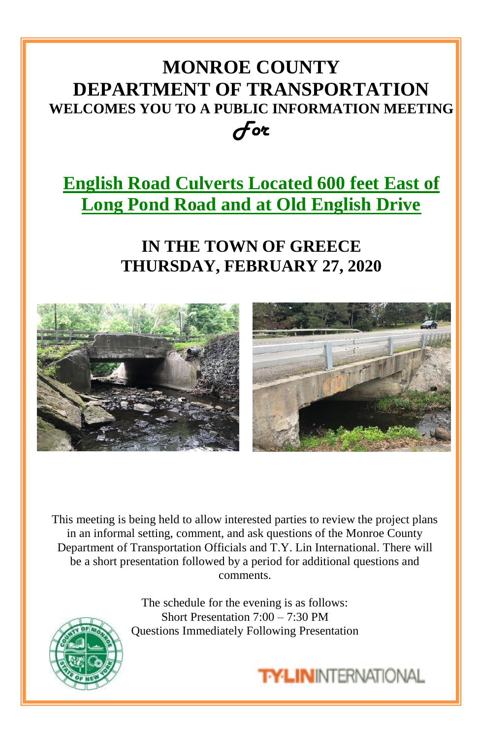# MONROE COUNTY DEPARTMENT OF TRANSPORTATION

**WELCOMES YOU TO A PUBLIC INFORMATION MEETING**

*For*

## English Road Culverts Located 600 feet East of Long Pond Road and at Old English Drive

## IN THE TOWN OF GREECE
## THURSDAY, FEBRUARY 27, 2020

This meeting is being held to allow interested parties to review the project plans in an informal setting, comment, and ask questions of the Monroe County Department of Transportation Officials and T.Y. Lin International. There will be a short presentation followed by a period for additional questions and comments.

The schedule for the evening is as follows:
Short Presentation 7:00 – 7:30 PM
Questions Immediately Following Presentation

T·Y·LIN INTERNATIONAL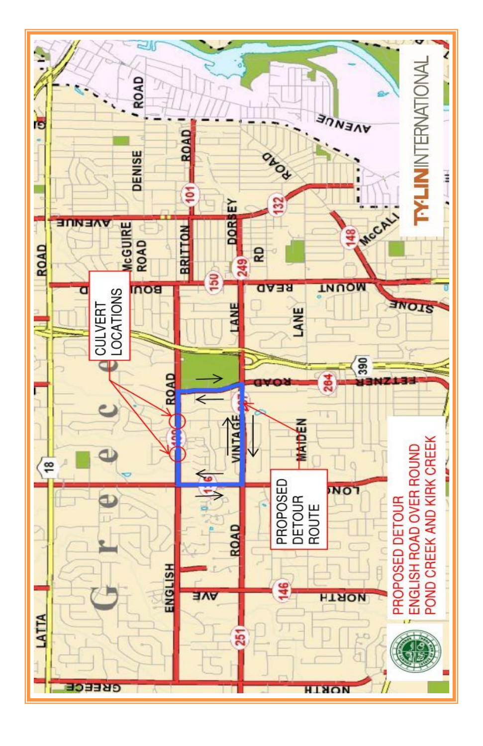# PROPOSED DETOUR
## ENGLISH ROAD OVER ROUND POND CREEK AND KIRK CREEK

CULVERT LOCATIONS

PROPOSED DETOUR ROUTE

T·Y·LIN INTERNATIONAL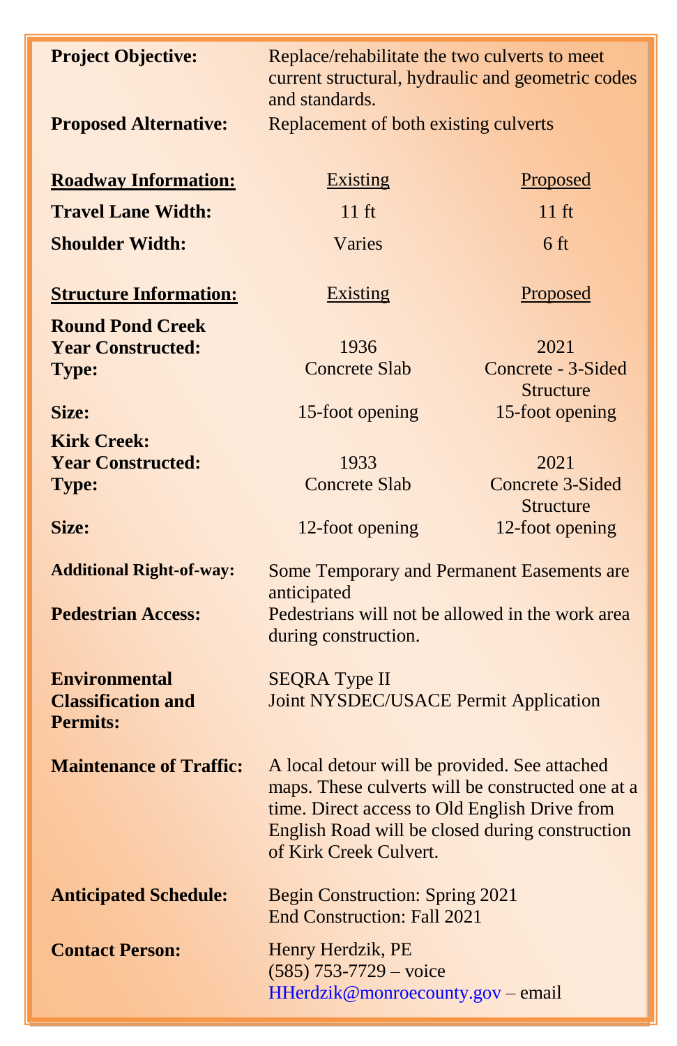**Project Objective:** Replace/rehabilitate the two culverts to meet current structural, hydraulic and geometric codes and standards.

**Proposed Alternative:** Replacement of both existing culverts

| **Roadway Information:** | Existing | Proposed |
|---|---|---|
| **Travel Lane Width:** | 11 ft | 11 ft |
| **Shoulder Width:** | Varies | 6 ft |

| **Structure Information:** | Existing | Proposed |
|---|---|---|
| **Round Pond Creek** | | |
| **Year Constructed:** | 1936 | 2021 |
| **Type:** | Concrete Slab | Concrete - 3-Sided Structure |
| **Size:** | 15-foot opening | 15-foot opening |
| **Kirk Creek:** | | |
| **Year Constructed:** | 1933 | 2021 |
| **Type:** | Concrete Slab | Concrete 3-Sided Structure |
| **Size:** | 12-foot opening | 12-foot opening |

**Additional Right-of-way:** Some Temporary and Permanent Easements are anticipated

**Pedestrian Access:** Pedestrians will not be allowed in the work area during construction.

**Environmental Classification and Permits:** SEQRA Type II
Joint NYSDEC/USACE Permit Application

**Maintenance of Traffic:** A local detour will be provided. See attached maps. These culverts will be constructed one at a time. Direct access to Old English Drive from English Road will be closed during construction of Kirk Creek Culvert.

**Anticipated Schedule:** Begin Construction: Spring 2021
End Construction: Fall 2021

**Contact Person:** Henry Herdzik, PE
(585) 753-7729 – voice
HHerdzik@monroecounty.gov – email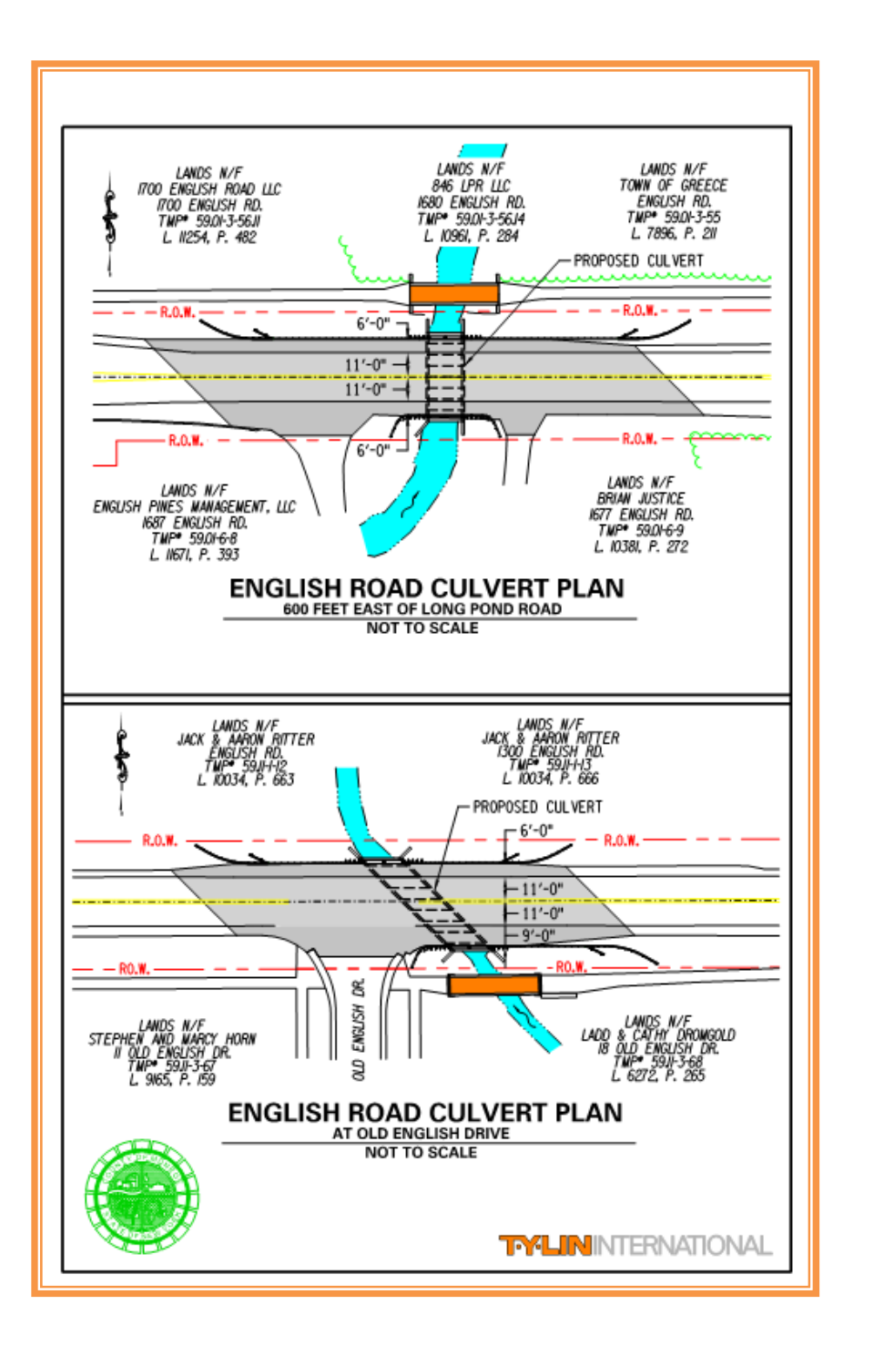LANDS N/F
1700 ENGLISH ROAD LLC
1700 ENGLISH RD.
TMP# 59.01-3-56.11
L. 11254, P. 482

LANDS N/F
846 LPR LLC
1680 ENGLISH RD.
TMP# 59.01-3-56.14
L. 10961, P. 284

LANDS N/F
TOWN OF GREECE
ENGLISH RD.
TMP# 59.01-3-55
L. 7896, P. 211

PROPOSED CULVERT

R.O.W.

6'-0"

11'-0"

11'-0"

6'-0"

LANDS N/F
ENGLISH PINES MANAGEMENT, LLC
1687 ENGLISH RD.
TMP# 59.01-6-8
L. 11671, P. 393

LANDS N/F
BRIAN JUSTICE
1677 ENGLISH RD.
TMP# 59.01-6-9
L. 10381, P. 272

## ENGLISH ROAD CULVERT PLAN

600 FEET EAST OF LONG POND ROAD

NOT TO SCALE

LANDS N/F
JACK & AARON RITTER
ENGLISH RD.
TMP# 59.11-1-12
L. 10034, P. 663

LANDS N/F
JACK & AARON RITTER
1300 ENGLISH RD.
TMP# 59.11-1-13
L. 10034, P. 666

PROPOSED CULVERT

6'-0"

R.O.W.

11'-0"

11'-0"

9'-0"

OLD ENGLISH DR.

LANDS N/F
STEPHEN AND MARCY HORN
11 OLD ENGLISH DR.
TMP# 59.11-3-67
L. 9165, P. 159

LANDS N/F
LADD & CATHY DROMGOLD
18 OLD ENGLISH DR.
TMP# 59.11-3-68
L. 6272, P. 265

## ENGLISH ROAD CULVERT PLAN

AT OLD ENGLISH DRIVE

NOT TO SCALE

T.Y.LIN INTERNATIONAL